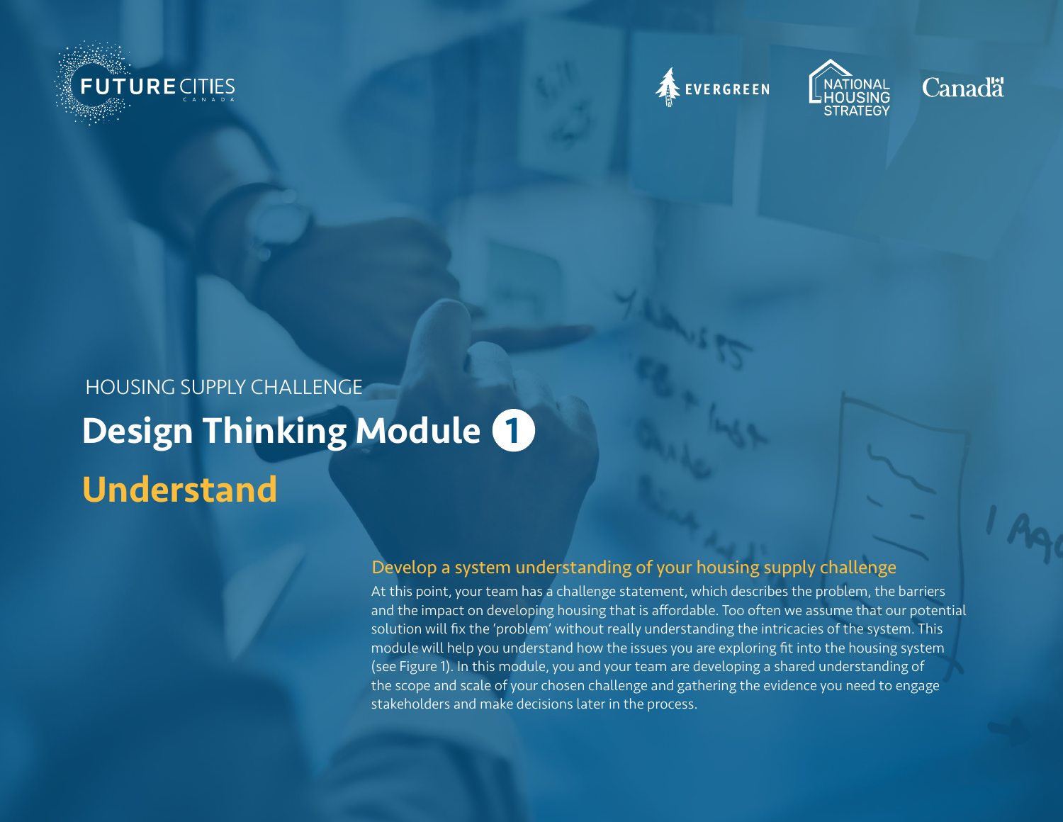HOUSING SUPPLY CHALLENGE

# Design Thinking Module 1

# Understand

## Develop a system understanding of your housing supply challenge

At this point, your team has a challenge statement, which describes the problem, the barriers and the impact on developing housing that is affordable. Too often we assume that our potential solution will fix the 'problem' without really understanding the intricacies of the system. This module will help you understand how the issues you are exploring fit into the housing system (see Figure 1). In this module, you and your team are developing a shared understanding of the scope and scale of your chosen challenge and gathering the evidence you need to engage stakeholders and make decisions later in the process.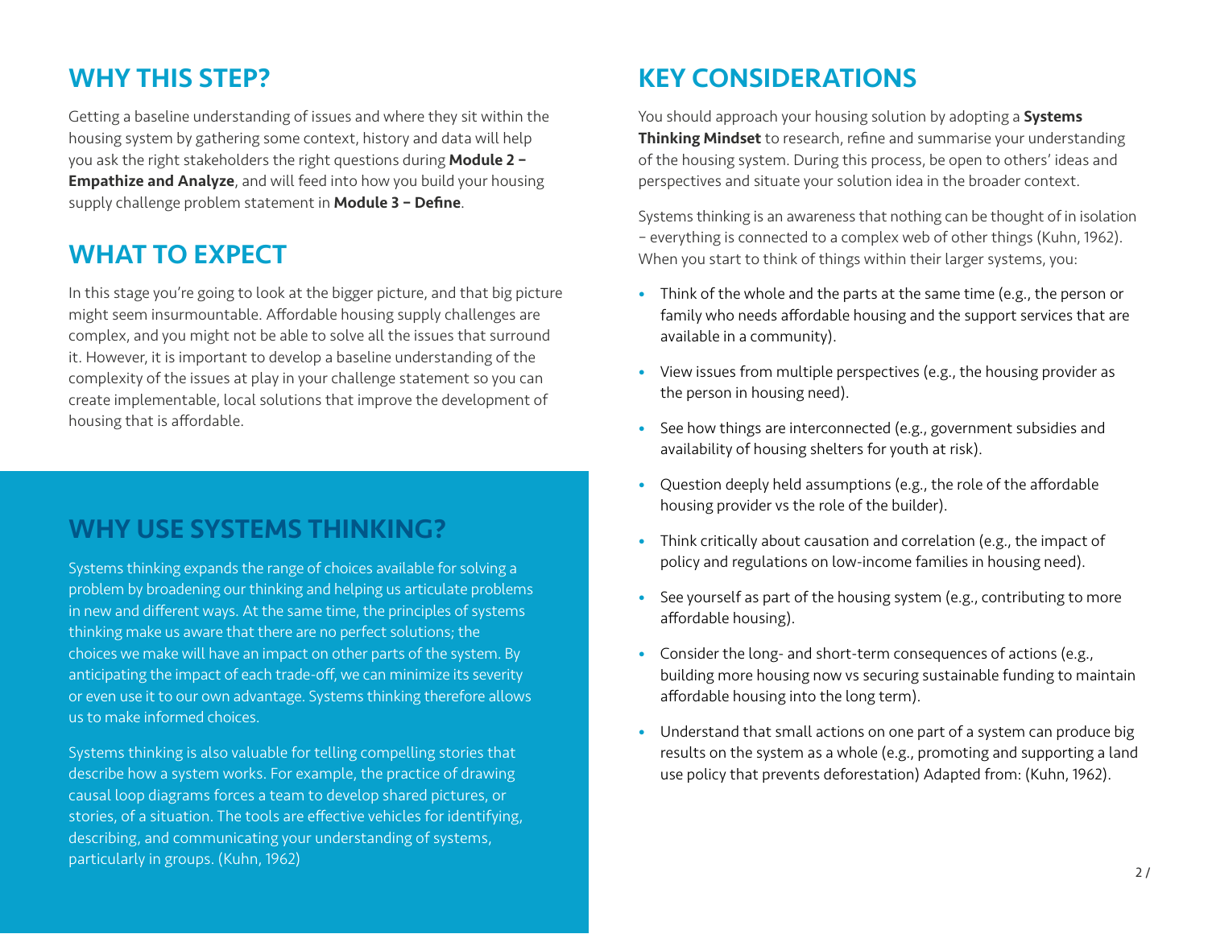## WHY THIS STEP?

Getting a baseline understanding of issues and where they sit within the housing system by gathering some context, history and data will help you ask the right stakeholders the right questions during **Module 2 – Empathize and Analyze**, and will feed into how you build your housing supply challenge problem statement in **Module 3 – Define**.

## WHAT TO EXPECT

In this stage you're going to look at the bigger picture, and that big picture might seem insurmountable. Affordable housing supply challenges are complex, and you might not be able to solve all the issues that surround it. However, it is important to develop a baseline understanding of the complexity of the issues at play in your challenge statement so you can create implementable, local solutions that improve the development of housing that is affordable.

## WHY USE SYSTEMS THINKING?

Systems thinking expands the range of choices available for solving a problem by broadening our thinking and helping us articulate problems in new and different ways. At the same time, the principles of systems thinking make us aware that there are no perfect solutions; the choices we make will have an impact on other parts of the system. By anticipating the impact of each trade-off, we can minimize its severity or even use it to our own advantage. Systems thinking therefore allows us to make informed choices.

Systems thinking is also valuable for telling compelling stories that describe how a system works. For example, the practice of drawing causal loop diagrams forces a team to develop shared pictures, or stories, of a situation. The tools are effective vehicles for identifying, describing, and communicating your understanding of systems, particularly in groups. (Kuhn, 1962)

## KEY CONSIDERATIONS

You should approach your housing solution by adopting a **Systems Thinking Mindset** to research, refine and summarise your understanding of the housing system. During this process, be open to others' ideas and perspectives and situate your solution idea in the broader context.

Systems thinking is an awareness that nothing can be thought of in isolation – everything is connected to a complex web of other things (Kuhn, 1962). When you start to think of things within their larger systems, you:

- Think of the whole and the parts at the same time (e.g., the person or family who needs affordable housing and the support services that are available in a community).
- View issues from multiple perspectives (e.g., the housing provider as the person in housing need).
- See how things are interconnected (e.g., government subsidies and availability of housing shelters for youth at risk).
- Question deeply held assumptions (e.g., the role of the affordable housing provider vs the role of the builder).
- Think critically about causation and correlation (e.g., the impact of policy and regulations on low-income families in housing need).
- See yourself as part of the housing system (e.g., contributing to more affordable housing).
- Consider the long- and short-term consequences of actions (e.g., building more housing now vs securing sustainable funding to maintain affordable housing into the long term).
- Understand that small actions on one part of a system can produce big results on the system as a whole (e.g., promoting and supporting a land use policy that prevents deforestation) Adapted from: (Kuhn, 1962).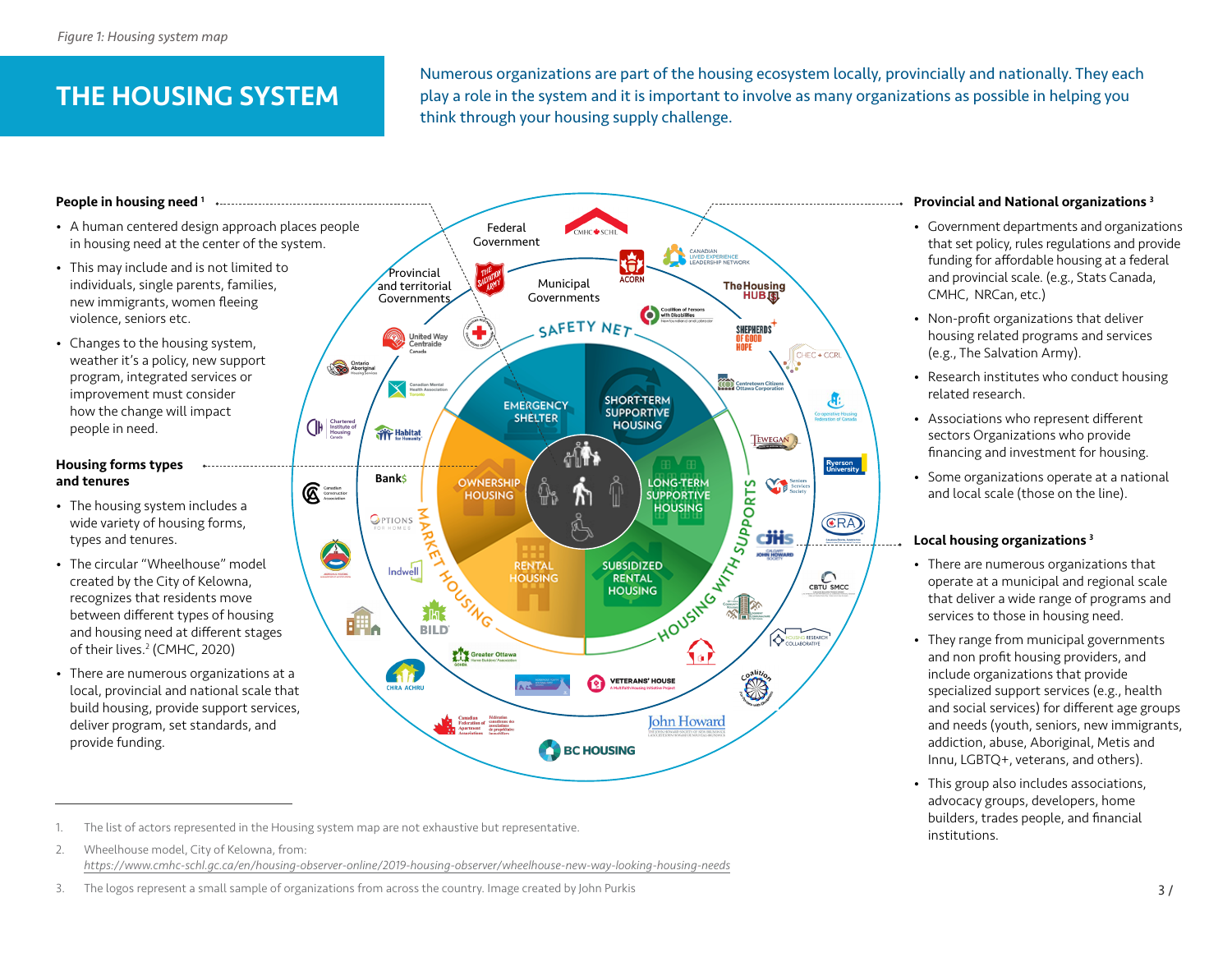*Figure 1: Housing system map*

# THE HOUSING SYSTEM

Numerous organizations are part of the housing ecosystem locally, provincially and nationally. They each play a role in the system and it is important to involve as many organizations as possible in helping you think through your housing supply challenge.

**People in housing need** [1]

- A human centered design approach places people in housing need at the center of the system.
- This may include and is not limited to individuals, single parents, families, new immigrants, women fleeing violence, seniors etc.
- Changes to the housing system, weather it's a policy, new support program, integrated services or improvement must consider how the change will impact people in need.

**Housing forms types and tenures**

- The housing system includes a wide variety of housing forms, types and tenures.
- The circular "Wheelhouse" model created by the City of Kelowna, recognizes that residents move between different types of housing and housing need at different stages of their lives.[2] (CMHC, 2020)
- There are numerous organizations at a local, provincial and national scale that build housing, provide support services, deliver program, set standards, and provide funding.

Federal Government

Provincial and territorial Governments

Municipal Governments

SAFETY NET

EMERGENCY SHELTER

SHORT-TERM SUPPORTIVE HOUSING

OWNERSHIP HOUSING

LONG-TERM SUPPORTIVE HOUSING

RENTAL HOUSING

SUBSIDIZED RENTAL HOUSING

MARKET HOUSING

HOUSING WITH SUPPORTS

**Provincial and National organizations** [3]

- Government departments and organizations that set policy, rules regulations and provide funding for affordable housing at a federal and provincial scale. (e.g., Stats Canada, CMHC, NRCan, etc.)
- Non-profit organizations that deliver housing related programs and services (e.g., The Salvation Army).
- Research institutes who conduct housing related research.
- Associations who represent different sectors Organizations who provide financing and investment for housing.
- Some organizations operate at a national and local scale (those on the line).

**Local housing organizations** [3]

- There are numerous organizations that operate at a municipal and regional scale that deliver a wide range of programs and services to those in housing need.
- They range from municipal governments and non profit housing providers, and include organizations that provide specialized support services (e.g., health and social services) for different age groups and needs (youth, seniors, new immigrants, addiction, abuse, Aboriginal, Metis and Innu, LGBTQ+, veterans, and others).
- This group also includes associations, advocacy groups, developers, home builders, trades people, and financial institutions.

---

1. The list of actors represented in the Housing system map are not exhaustive but representative.
2. Wheelhouse model, City of Kelowna, from: *https://www.cmhc-schl.gc.ca/en/housing-observer-online/2019-housing-observer/wheelhouse-new-way-looking-housing-needs*
3. The logos represent a small sample of organizations from across the country. Image created by John Purkis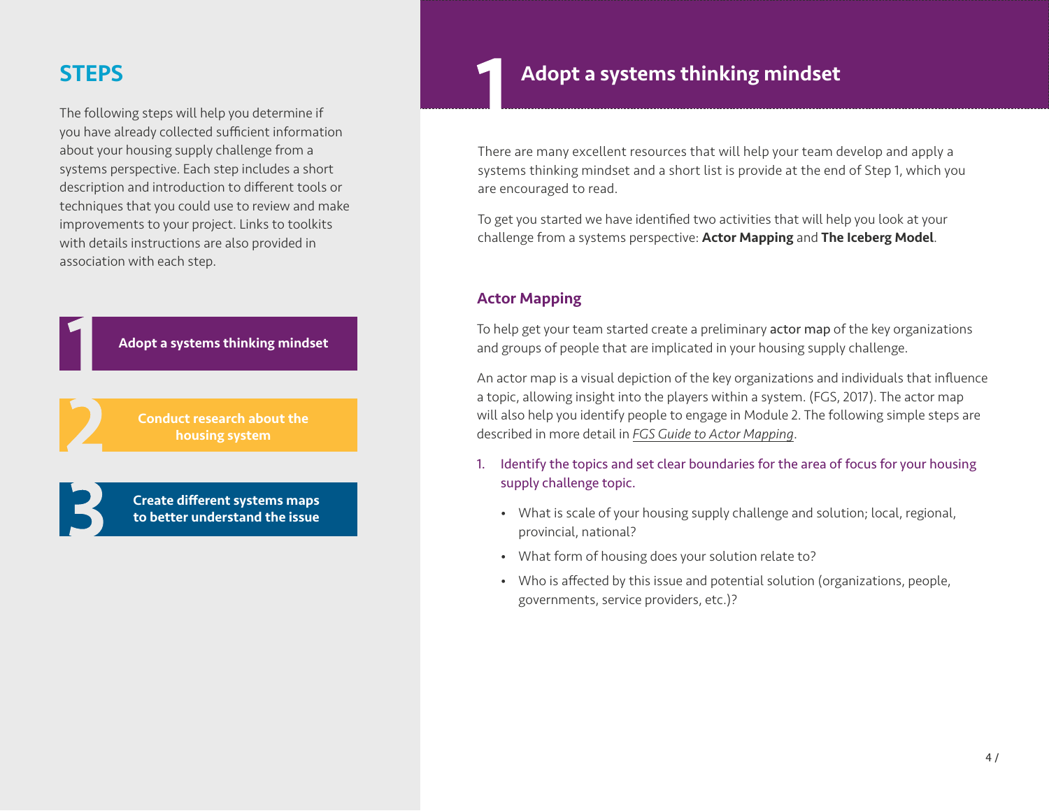## STEPS

The following steps will help you determine if you have already collected sufficient information about your housing supply challenge from a systems perspective. Each step includes a short description and introduction to different tools or techniques that you could use to review and make improvements to your project. Links to toolkits with details instructions are also provided in association with each step.

1. Adopt a systems thinking mindset
2. Conduct research about the housing system
3. Create different systems maps to better understand the issue

# 1 Adopt a systems thinking mindset

There are many excellent resources that will help your team develop and apply a systems thinking mindset and a short list is provide at the end of Step 1, which you are encouraged to read.

To get you started we have identified two activities that will help you look at your challenge from a systems perspective: **Actor Mapping** and **The Iceberg Model**.

### Actor Mapping

To help get your team started create a preliminary actor map of the key organizations and groups of people that are implicated in your housing supply challenge.

An actor map is a visual depiction of the key organizations and individuals that influence a topic, allowing insight into the players within a system. (FGS, 2017). The actor map will also help you identify people to engage in Module 2. The following simple steps are described in more detail in *FGS Guide to Actor Mapping*.

1. Identify the topics and set clear boundaries for the area of focus for your housing supply challenge topic.
   - What is scale of your housing supply challenge and solution; local, regional, provincial, national?
   - What form of housing does your solution relate to?
   - Who is affected by this issue and potential solution (organizations, people, governments, service providers, etc.)?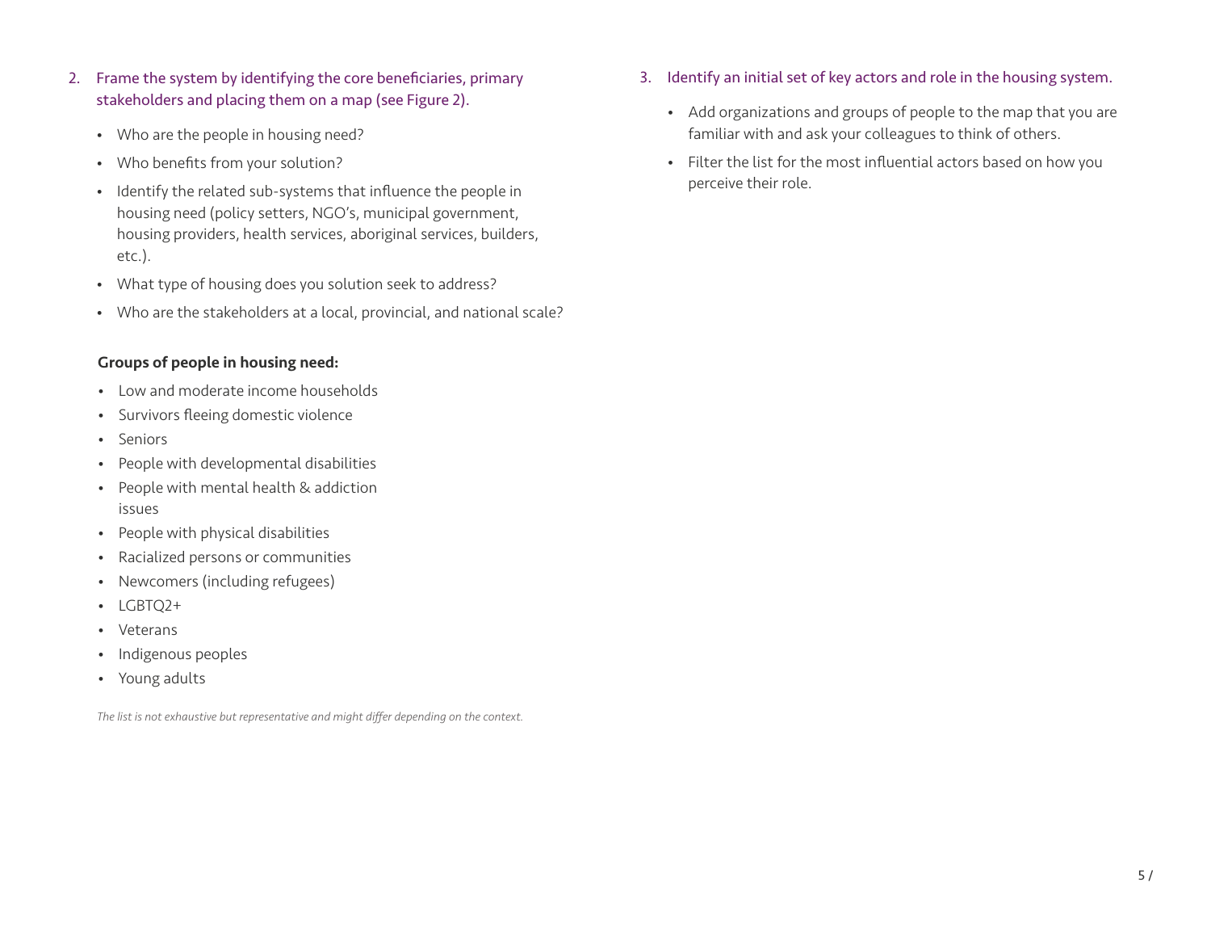2. Frame the system by identifying the core beneficiaries, primary stakeholders and placing them on a map (see Figure 2).
   - Who are the people in housing need?
   - Who benefits from your solution?
   - Identify the related sub-systems that influence the people in housing need (policy setters, NGO's, municipal government, housing providers, health services, aboriginal services, builders, etc.).
   - What type of housing does you solution seek to address?
   - Who are the stakeholders at a local, provincial, and national scale?

**Groups of people in housing need:**

- Low and moderate income households
- Survivors fleeing domestic violence
- Seniors
- People with developmental disabilities
- People with mental health & addiction issues
- People with physical disabilities
- Racialized persons or communities
- Newcomers (including refugees)
- LGBTQ2+
- Veterans
- Indigenous peoples
- Young adults

*The list is not exhaustive but representative and might differ depending on the context.*

3. Identify an initial set of key actors and role in the housing system.
   - Add organizations and groups of people to the map that you are familiar with and ask your colleagues to think of others.
   - Filter the list for the most influential actors based on how you perceive their role.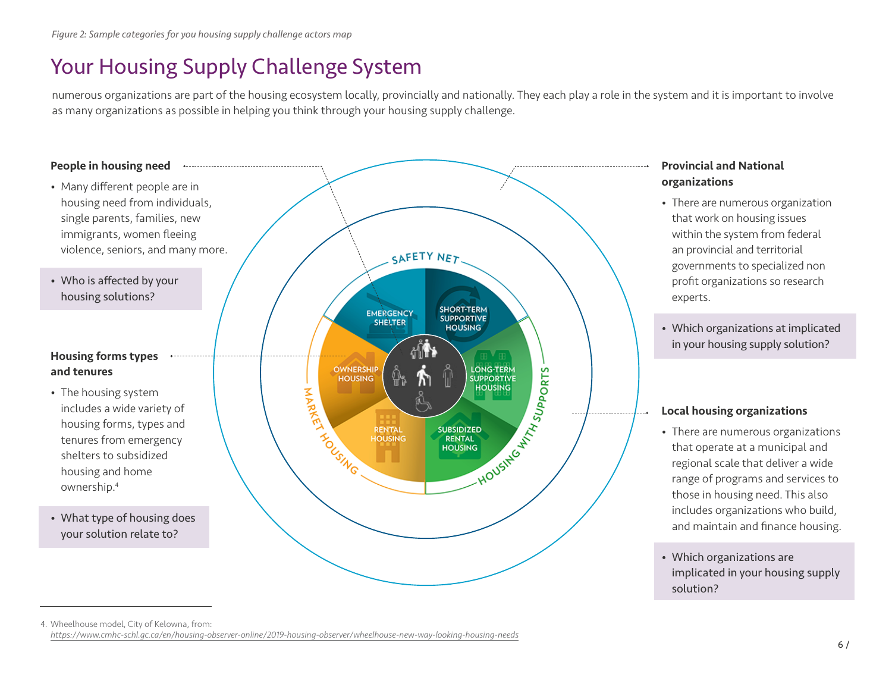*Figure 2: Sample categories for you housing supply challenge actors map*

# Your Housing Supply Challenge System

numerous organizations are part of the housing ecosystem locally, provincially and nationally. They each play a role in the system and it is important to involve as many organizations as possible in helping you think through your housing supply challenge.

**People in housing need**

- Many different people are in housing need from individuals, single parents, families, new immigrants, women fleeing violence, seniors, and many more.

- Who is affected by your housing solutions?

**Housing forms types and tenures**

- The housing system includes a wide variety of housing forms, types and tenures from emergency shelters to subsidized housing and home ownership.[4]

- What type of housing does your solution relate to?

SAFETY NET

EMERGENCY SHELTER

SHORT-TERM SUPPORTIVE HOUSING

LONG-TERM SUPPORTIVE HOUSING

SUBSIDIZED RENTAL HOUSING

RENTAL HOUSING

OWNERSHIP HOUSING

MARKET HOUSING

HOUSING WITH SUPPORTS

**Provincial and National organizations**

- There are numerous organization that work on housing issues within the system from federal an provincial and territorial governments to specialized non profit organizations so research experts.

- Which organizations at implicated in your housing supply solution?

**Local housing organizations**

- There are numerous organizations that operate at a municipal and regional scale that deliver a wide range of programs and services to those in housing need. This also includes organizations who build, and maintain and finance housing.

- Which organizations are implicated in your housing supply solution?

4. Wheelhouse model, City of Kelowna, from: https://www.cmhc-schl.gc.ca/en/housing-observer-online/2019-housing-observer/wheelhouse-new-way-looking-housing-needs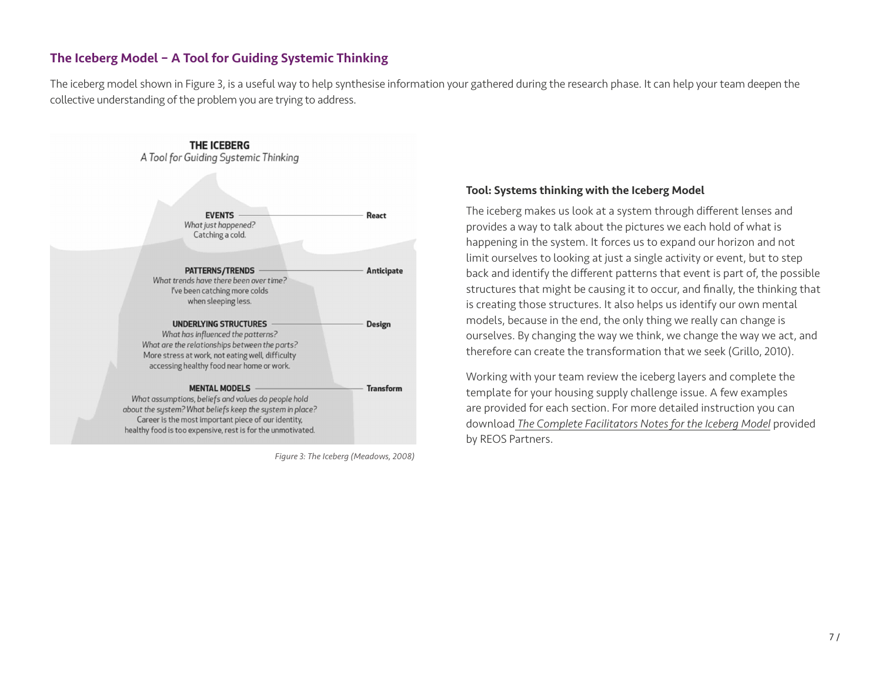## The Iceberg Model – A Tool for Guiding Systemic Thinking

The iceberg model shown in Figure 3, is a useful way to help synthesise information your gathered during the research phase. It can help your team deepen the collective understanding of the problem you are trying to address.

**THE ICEBERG**
*A Tool for Guiding Systemic Thinking*

**EVENTS** — **React**
*What just happened?*
Catching a cold.

**PATTERNS/TRENDS** — **Anticipate**
*What trends have there been over time?*
I've been catching more colds when sleeping less.

**UNDERLYING STRUCTURES** — **Design**
*What has influenced the patterns?*
*What are the relationships between the parts?*
More stress at work, not eating well, difficulty accessing healthy food near home or work.

**MENTAL MODELS** — **Transform**
*What assumptions, beliefs and values do people hold about the system? What beliefs keep the system in place?*
Career is the most important piece of our identity, healthy food is too expensive, rest is for the unmotivated.

*Figure 3: The Iceberg (Meadows, 2008)*

### Tool: Systems thinking with the Iceberg Model

The iceberg makes us look at a system through different lenses and provides a way to talk about the pictures we each hold of what is happening in the system. It forces us to expand our horizon and not limit ourselves to looking at just a single activity or event, but to step back and identify the different patterns that event is part of, the possible structures that might be causing it to occur, and finally, the thinking that is creating those structures. It also helps us identify our own mental models, because in the end, the only thing we really can change is ourselves. By changing the way we think, we change the way we act, and therefore can create the transformation that we seek (Grillo, 2010).

Working with your team review the iceberg layers and complete the template for your housing supply challenge issue. A few examples are provided for each section. For more detailed instruction you can download *The Complete Facilitators Notes for the Iceberg Model* provided by REOS Partners.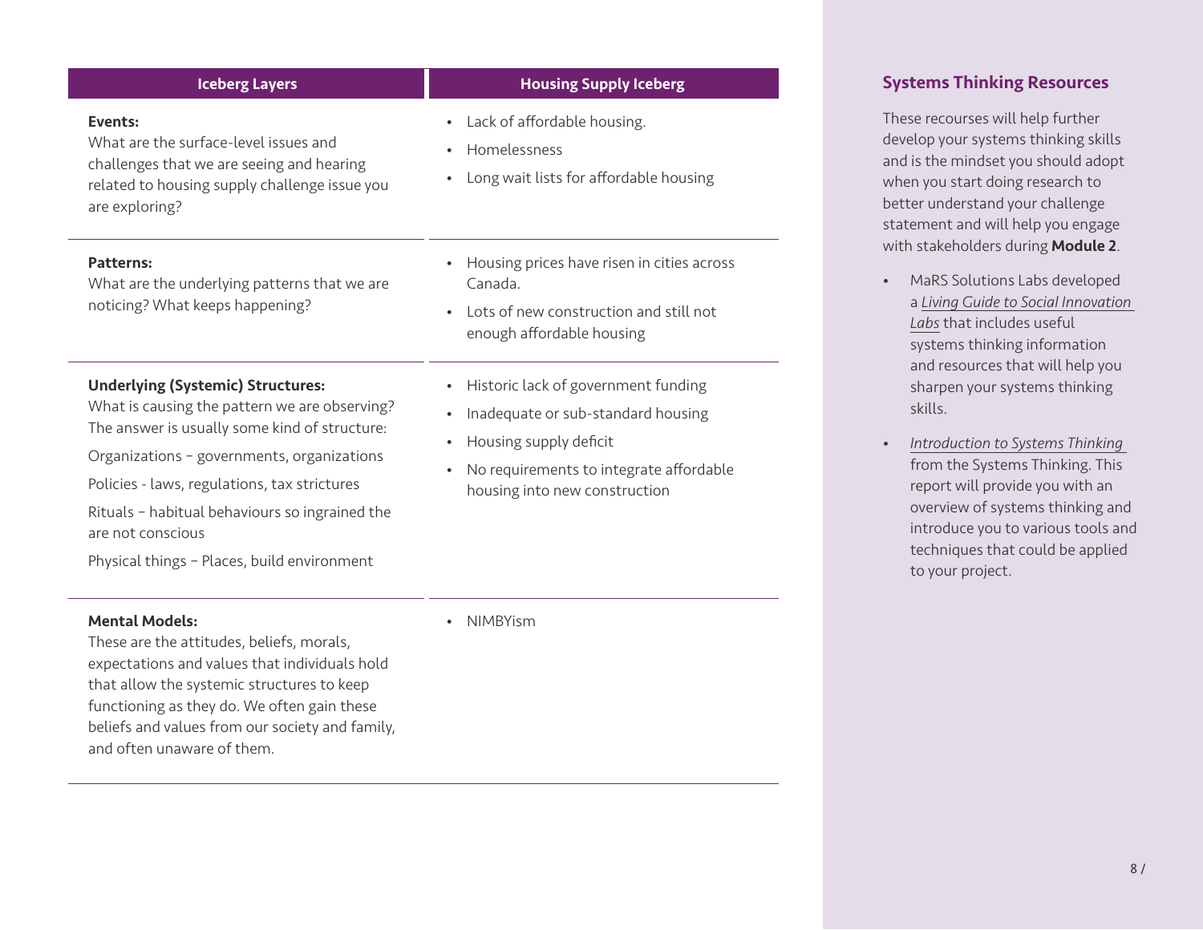| Iceberg Layers | Housing Supply Iceberg |
| --- | --- |
| **Events:**<br>What are the surface-level issues and challenges that we are seeing and hearing related to housing supply challenge issue you are exploring? | • Lack of affordable housing.<br>• Homelessness<br>• Long wait lists for affordable housing |
| **Patterns:**<br>What are the underlying patterns that we are noticing? What keeps happening? | • Housing prices have risen in cities across Canada.<br>• Lots of new construction and still not enough affordable housing |
| **Underlying (Systemic) Structures:**<br>What is causing the pattern we are observing? The answer is usually some kind of structure:<br>Organizations – governments, organizations<br>Policies - laws, regulations, tax strictures<br>Rituals – habitual behaviours so ingrained the are not conscious<br>Physical things – Places, build environment | • Historic lack of government funding<br>• Inadequate or sub-standard housing<br>• Housing supply deficit<br>• No requirements to integrate affordable housing into new construction |
| **Mental Models:**<br>These are the attitudes, beliefs, morals, expectations and values that individuals hold that allow the systemic structures to keep functioning as they do. We often gain these beliefs and values from our society and family, and often unaware of them. | • NIMBYism |

## Systems Thinking Resources

These recourses will help further develop your systems thinking skills and is the mindset you should adopt when you start doing research to better understand your challenge statement and will help you engage with stakeholders during **Module 2**.

- MaRS Solutions Labs developed a *Living Guide to Social Innovation Labs* that includes useful systems thinking information and resources that will help you sharpen your systems thinking skills.
- *Introduction to Systems Thinking* from the Systems Thinking. This report will provide you with an overview of systems thinking and introduce you to various tools and techniques that could be applied to your project.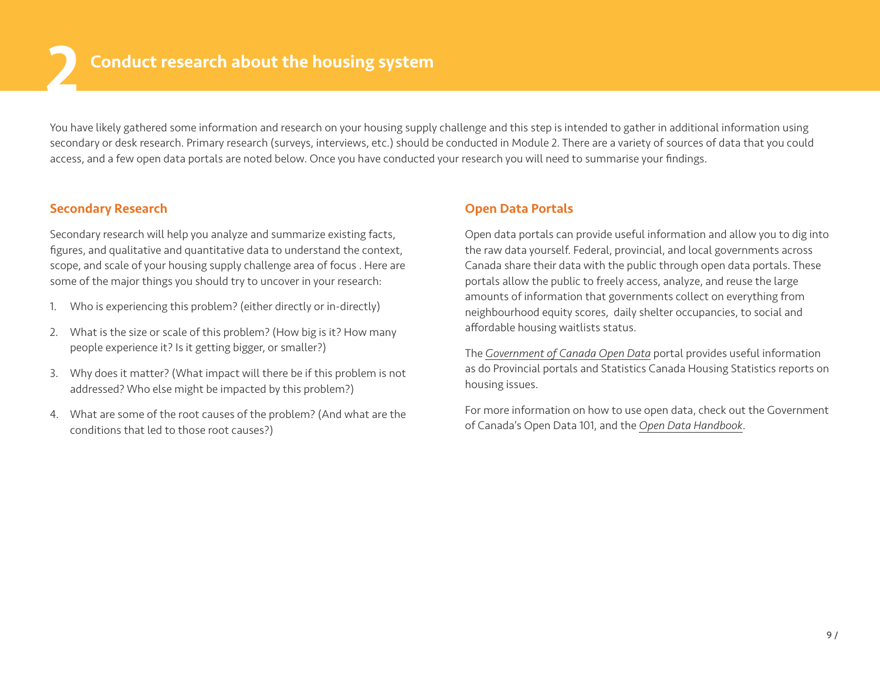# 2 Conduct research about the housing system

You have likely gathered some information and research on your housing supply challenge and this step is intended to gather in additional information using secondary or desk research. Primary research (surveys, interviews, etc.) should be conducted in Module 2. There are a variety of sources of data that you could access, and a few open data portals are noted below. Once you have conducted your research you will need to summarise your findings.

## Secondary Research

Secondary research will help you analyze and summarize existing facts, figures, and qualitative and quantitative data to understand the context, scope, and scale of your housing supply challenge area of focus . Here are some of the major things you should try to uncover in your research:

1. Who is experiencing this problem? (either directly or in-directly)
2. What is the size or scale of this problem? (How big is it? How many people experience it? Is it getting bigger, or smaller?)
3. Why does it matter? (What impact will there be if this problem is not addressed? Who else might be impacted by this problem?)
4. What are some of the root causes of the problem? (And what are the conditions that led to those root causes?)

## Open Data Portals

Open data portals can provide useful information and allow you to dig into the raw data yourself. Federal, provincial, and local governments across Canada share their data with the public through open data portals. These portals allow the public to freely access, analyze, and reuse the large amounts of information that governments collect on everything from neighbourhood equity scores, daily shelter occupancies, to social and affordable housing waitlists status.

The *Government of Canada Open Data* portal provides useful information as do Provincial portals and Statistics Canada Housing Statistics reports on housing issues.

For more information on how to use open data, check out the Government of Canada's Open Data 101, and the *Open Data Handbook*.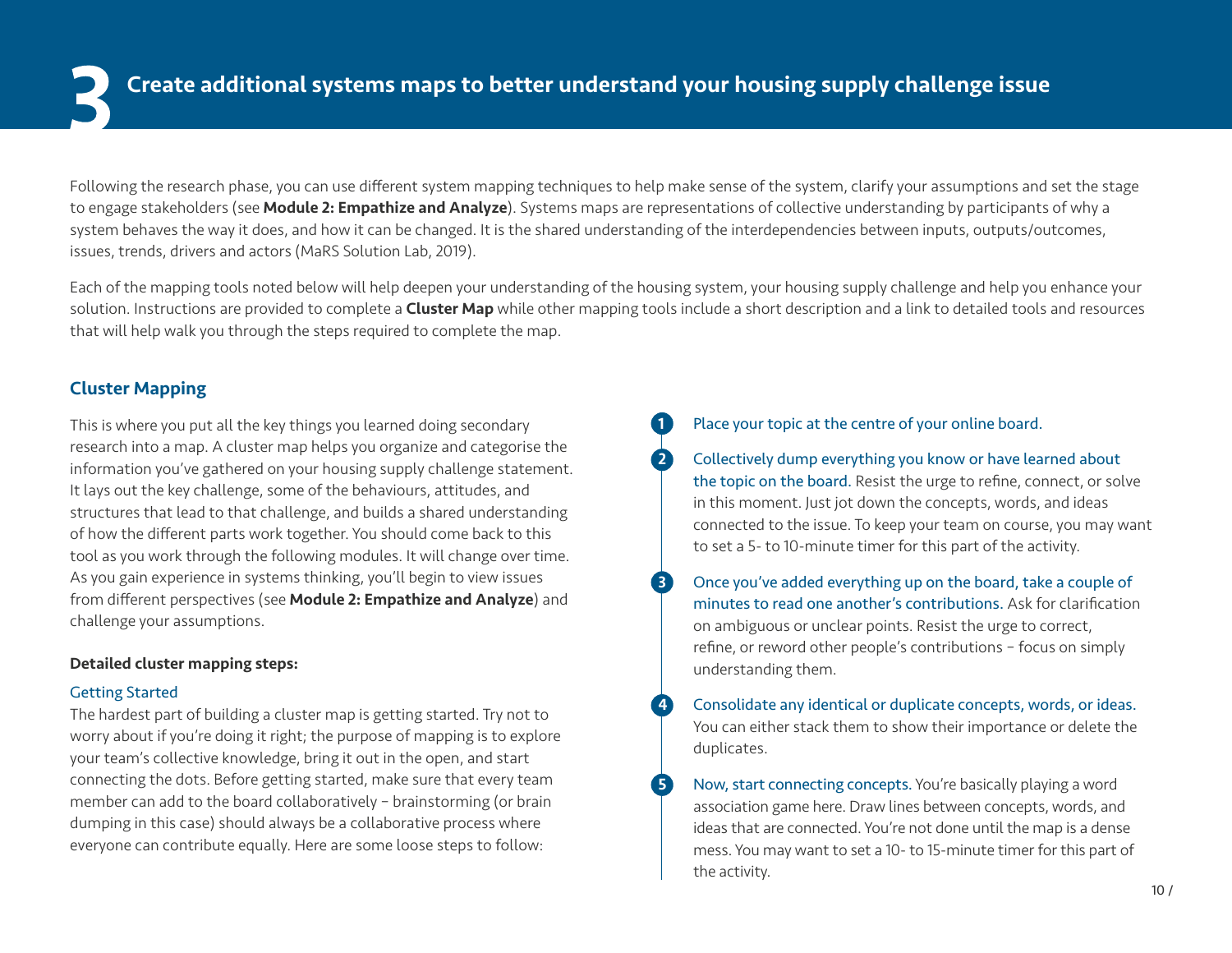# 3 Create additional systems maps to better understand your housing supply challenge issue

Following the research phase, you can use different system mapping techniques to help make sense of the system, clarify your assumptions and set the stage to engage stakeholders (see **Module 2: Empathize and Analyze**). Systems maps are representations of collective understanding by participants of why a system behaves the way it does, and how it can be changed. It is the shared understanding of the interdependencies between inputs, outputs/outcomes, issues, trends, drivers and actors (MaRS Solution Lab, 2019).

Each of the mapping tools noted below will help deepen your understanding of the housing system, your housing supply challenge and help you enhance your solution. Instructions are provided to complete a **Cluster Map** while other mapping tools include a short description and a link to detailed tools and resources that will help walk you through the steps required to complete the map.

## Cluster Mapping

This is where you put all the key things you learned doing secondary research into a map. A cluster map helps you organize and categorise the information you've gathered on your housing supply challenge statement. It lays out the key challenge, some of the behaviours, attitudes, and structures that lead to that challenge, and builds a shared understanding of how the different parts work together. You should come back to this tool as you work through the following modules. It will change over time. As you gain experience in systems thinking, you'll begin to view issues from different perspectives (see **Module 2: Empathize and Analyze**) and challenge your assumptions.

**Detailed cluster mapping steps:**

### Getting Started

The hardest part of building a cluster map is getting started. Try not to worry about if you're doing it right; the purpose of mapping is to explore your team's collective knowledge, bring it out in the open, and start connecting the dots. Before getting started, make sure that every team member can add to the board collaboratively – brainstorming (or brain dumping in this case) should always be a collaborative process where everyone can contribute equally. Here are some loose steps to follow:

1. Place your topic at the centre of your online board.
2. Collectively dump everything you know or have learned about the topic on the board. Resist the urge to refine, connect, or solve in this moment. Just jot down the concepts, words, and ideas connected to the issue. To keep your team on course, you may want to set a 5- to 10-minute timer for this part of the activity.
3. Once you've added everything up on the board, take a couple of minutes to read one another's contributions. Ask for clarification on ambiguous or unclear points. Resist the urge to correct, refine, or reword other people's contributions – focus on simply understanding them.
4. Consolidate any identical or duplicate concepts, words, or ideas. You can either stack them to show their importance or delete the duplicates.
5. Now, start connecting concepts. You're basically playing a word association game here. Draw lines between concepts, words, and ideas that are connected. You're not done until the map is a dense mess. You may want to set a 10- to 15-minute timer for this part of the activity.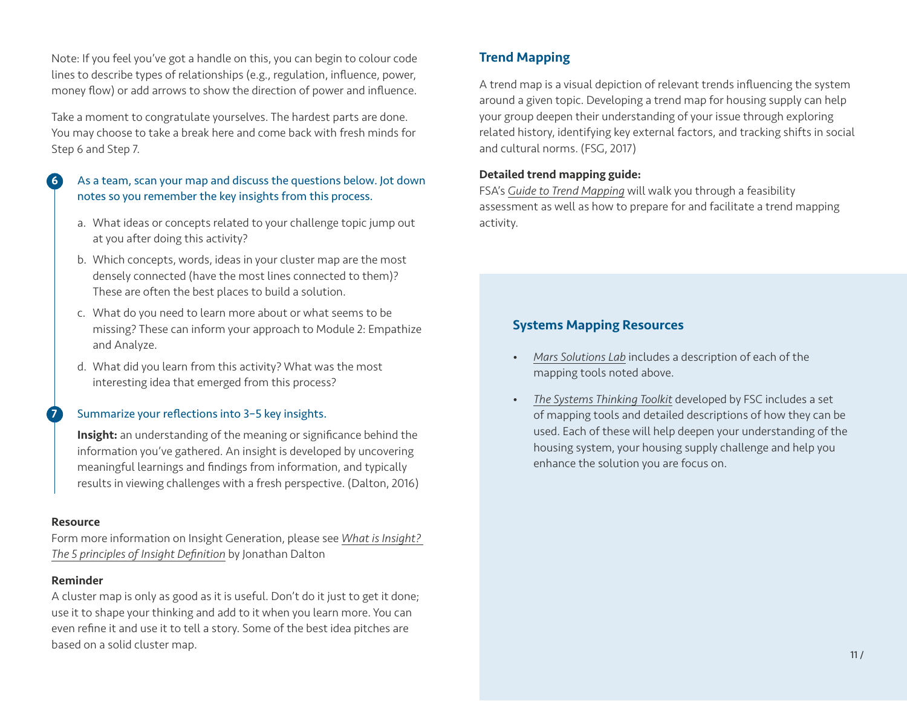Note: If you feel you've got a handle on this, you can begin to colour code lines to describe types of relationships (e.g., regulation, influence, power, money flow) or add arrows to show the direction of power and influence.

Take a moment to congratulate yourselves. The hardest parts are done. You may choose to take a break here and come back with fresh minds for Step 6 and Step 7.

6. As a team, scan your map and discuss the questions below. Jot down notes so you remember the key insights from this process.

   a. What ideas or concepts related to your challenge topic jump out at you after doing this activity?

   b. Which concepts, words, ideas in your cluster map are the most densely connected (have the most lines connected to them)? These are often the best places to build a solution.

   c. What do you need to learn more about or what seems to be missing? These can inform your approach to Module 2: Empathize and Analyze.

   d. What did you learn from this activity? What was the most interesting idea that emerged from this process?

7. Summarize your reflections into 3–5 key insights.

   **Insight:** an understanding of the meaning or significance behind the information you've gathered. An insight is developed by uncovering meaningful learnings and findings from information, and typically results in viewing challenges with a fresh perspective. (Dalton, 2016)

**Resource**

Form more information on Insight Generation, please see *What is Insight? The 5 principles of Insight Definition* by Jonathan Dalton

**Reminder**

A cluster map is only as good as it is useful. Don't do it just to get it done; use it to shape your thinking and add to it when you learn more. You can even refine it and use it to tell a story. Some of the best idea pitches are based on a solid cluster map.

## Trend Mapping

A trend map is a visual depiction of relevant trends influencing the system around a given topic. Developing a trend map for housing supply can help your group deepen their understanding of your issue through exploring related history, identifying key external factors, and tracking shifts in social and cultural norms. (FSG, 2017)

**Detailed trend mapping guide:**

FSA's *Guide to Trend Mapping* will walk you through a feasibility assessment as well as how to prepare for and facilitate a trend mapping activity.

### Systems Mapping Resources

- *Mars Solutions Lab* includes a description of each of the mapping tools noted above.
- *The Systems Thinking Toolkit* developed by FSC includes a set of mapping tools and detailed descriptions of how they can be used. Each of these will help deepen your understanding of the housing system, your housing supply challenge and help you enhance the solution you are focus on.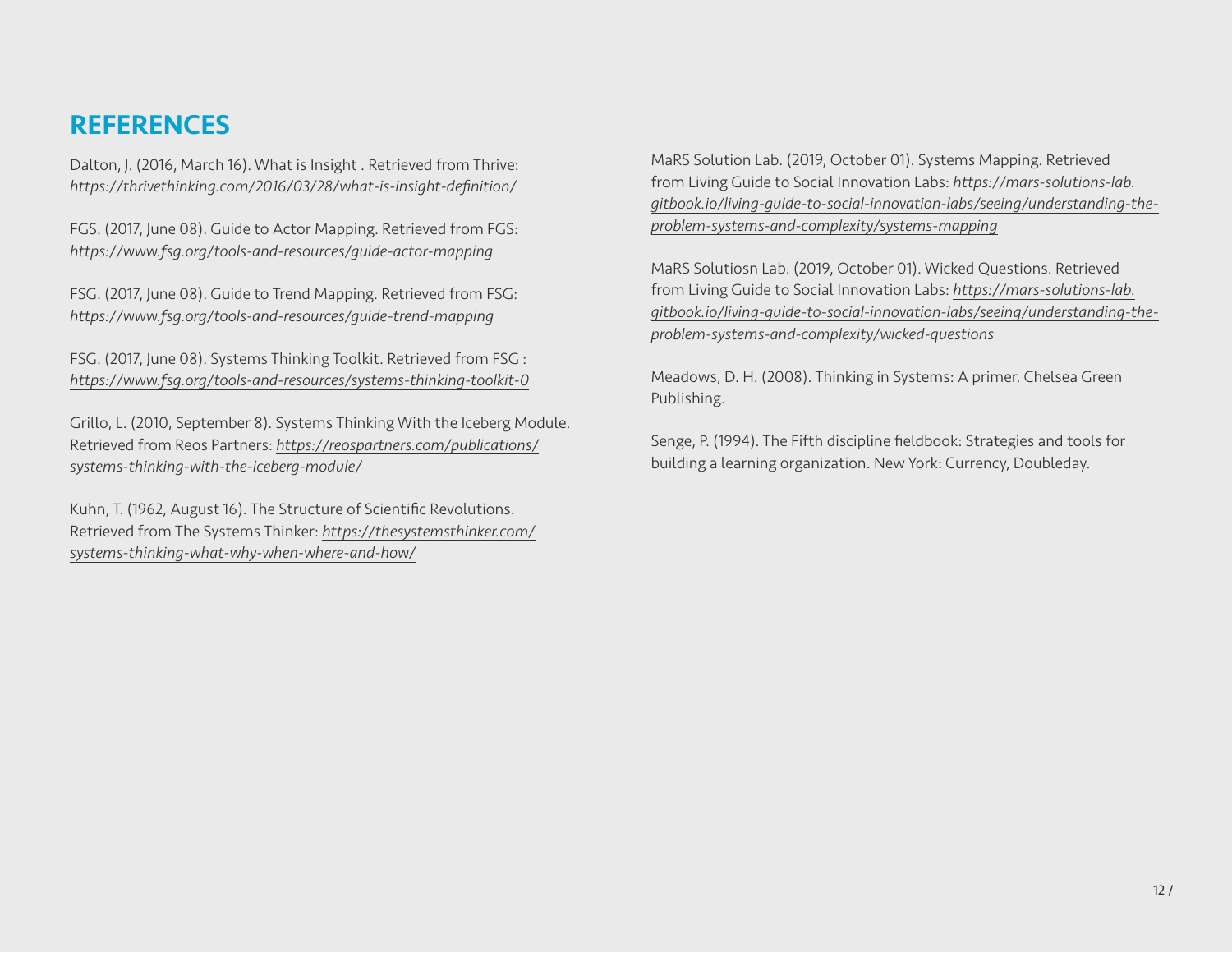# REFERENCES

Dalton, J. (2016, March 16). What is Insight . Retrieved from Thrive: *https://thrivethinking.com/2016/03/28/what-is-insight-definition/*

FGS. (2017, June 08). Guide to Actor Mapping. Retrieved from FGS: *https://www.fsg.org/tools-and-resources/guide-actor-mapping*

FSG. (2017, June 08). Guide to Trend Mapping. Retrieved from FSG: *https://www.fsg.org/tools-and-resources/guide-trend-mapping*

FSG. (2017, June 08). Systems Thinking Toolkit. Retrieved from FSG : *https://www.fsg.org/tools-and-resources/systems-thinking-toolkit-0*

Grillo, L. (2010, September 8). Systems Thinking With the Iceberg Module. Retrieved from Reos Partners: *https://reospartners.com/publications/systems-thinking-with-the-iceberg-module/*

Kuhn, T. (1962, August 16). The Structure of Scientific Revolutions. Retrieved from The Systems Thinker: *https://thesystemsthinker.com/systems-thinking-what-why-when-where-and-how/*

MaRS Solution Lab. (2019, October 01). Systems Mapping. Retrieved from Living Guide to Social Innovation Labs: *https://mars-solutions-lab.gitbook.io/living-guide-to-social-innovation-labs/seeing/understanding-the-problem-systems-and-complexity/systems-mapping*

MaRS Solutiosn Lab. (2019, October 01). Wicked Questions. Retrieved from Living Guide to Social Innovation Labs: *https://mars-solutions-lab.gitbook.io/living-guide-to-social-innovation-labs/seeing/understanding-the-problem-systems-and-complexity/wicked-questions*

Meadows, D. H. (2008). Thinking in Systems: A primer. Chelsea Green Publishing.

Senge, P. (1994). The Fifth discipline fieldbook: Strategies and tools for building a learning organization. New York: Currency, Doubleday.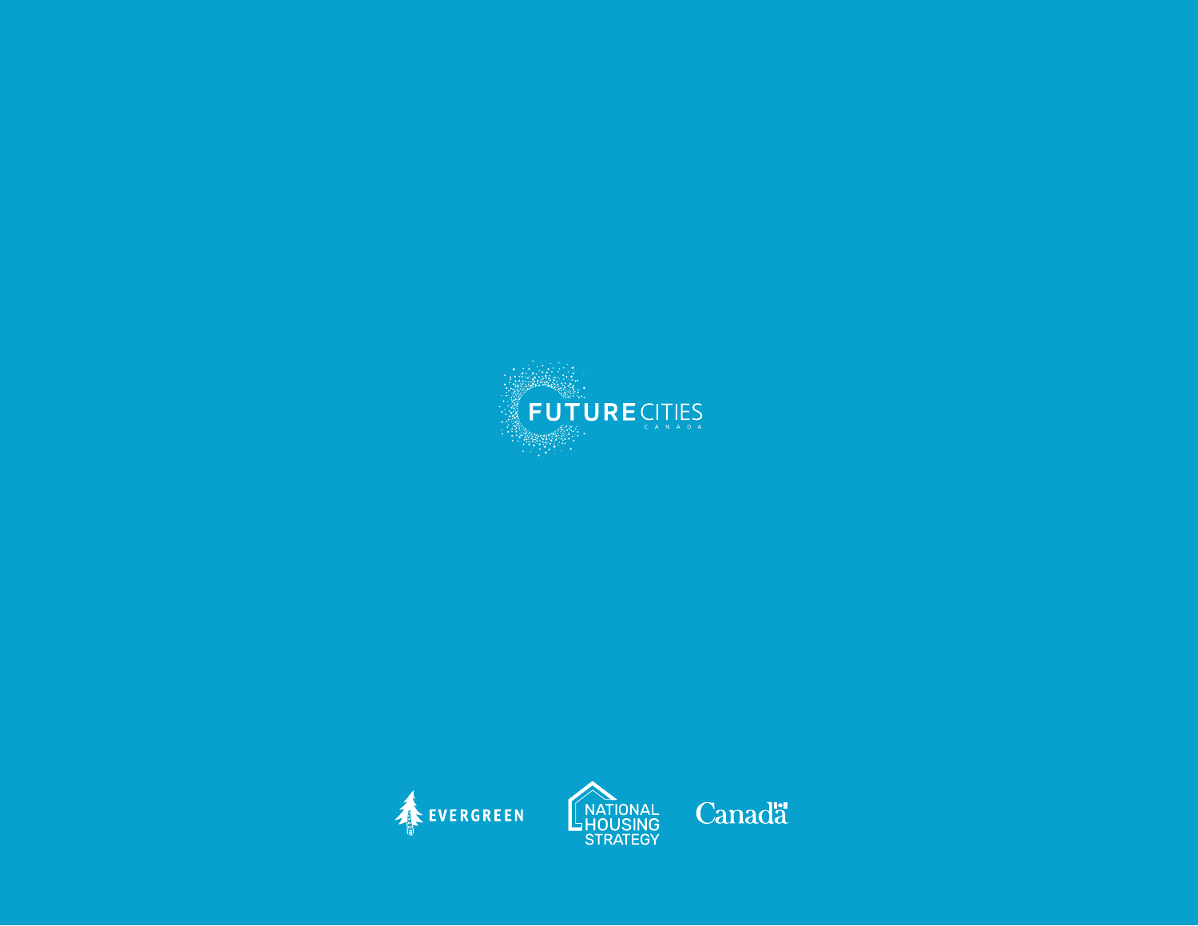FUTURE CITIES
CANADA

EVERGREEN

NATIONAL
HOUSING
STRATEGY

Canada